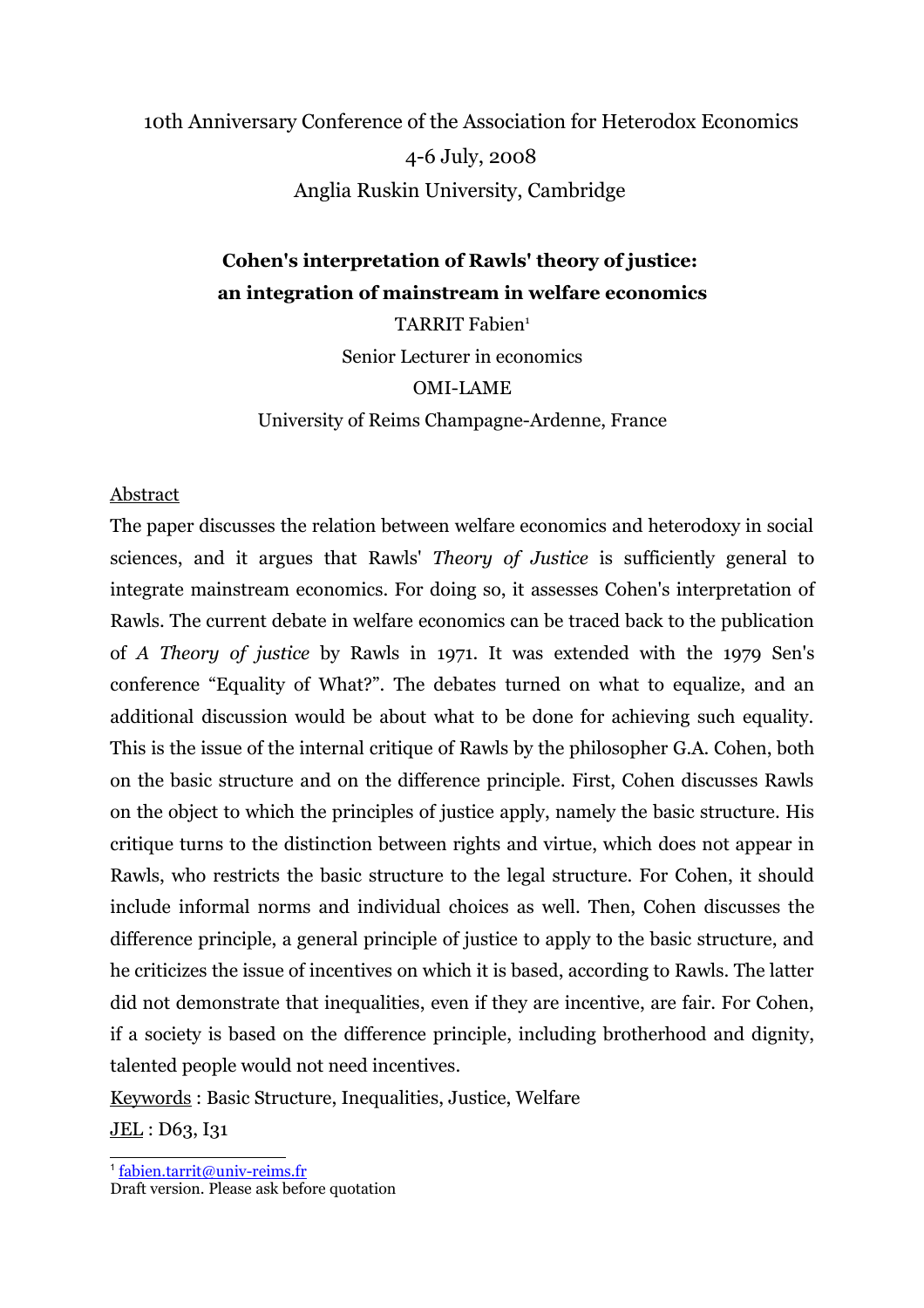10th Anniversary Conference of the Association for Heterodox Economics

4-6 July, 2008

Anglia Ruskin University, Cambridge

# Cohen's interpretation of Rawls' theory of justice: an integration of mainstream in welfare economics

TARRIT Fabien[1]

Senior Lecturer in economics

OMI-LAME

University of Reims Champagne-Ardenne, France

## Abstract

The paper discusses the relation between welfare economics and heterodoxy in social sciences, and it argues that Rawls' *Theory of Justice* is sufficiently general to integrate mainstream economics. For doing so, it assesses Cohen's interpretation of Rawls. The current debate in welfare economics can be traced back to the publication of *A Theory of justice* by Rawls in 1971. It was extended with the 1979 Sen's conference "Equality of What?". The debates turned on what to equalize, and an additional discussion would be about what to be done for achieving such equality. This is the issue of the internal critique of Rawls by the philosopher G.A. Cohen, both on the basic structure and on the difference principle. First, Cohen discusses Rawls on the object to which the principles of justice apply, namely the basic structure. His critique turns to the distinction between rights and virtue, which does not appear in Rawls, who restricts the basic structure to the legal structure. For Cohen, it should include informal norms and individual choices as well. Then, Cohen discusses the difference principle, a general principle of justice to apply to the basic structure, and he criticizes the issue of incentives on which it is based, according to Rawls. The latter did not demonstrate that inequalities, even if they are incentive, are fair. For Cohen, if a society is based on the difference principle, including brotherhood and dignity, talented people would not need incentives.

Keywords : Basic Structure, Inequalities, Justice, Welfare

JEL : D63, I31

[1] fabien.tarrit@univ-reims.fr

Draft version. Please ask before quotation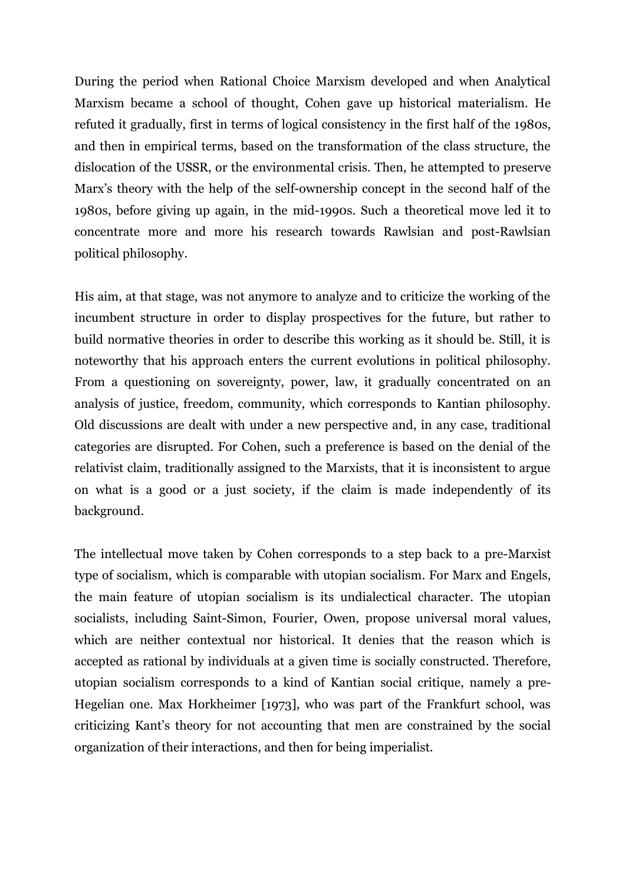During the period when Rational Choice Marxism developed and when Analytical Marxism became a school of thought, Cohen gave up historical materialism. He refuted it gradually, first in terms of logical consistency in the first half of the 1980s, and then in empirical terms, based on the transformation of the class structure, the dislocation of the USSR, or the environmental crisis. Then, he attempted to preserve Marx's theory with the help of the self-ownership concept in the second half of the 1980s, before giving up again, in the mid-1990s. Such a theoretical move led it to concentrate more and more his research towards Rawlsian and post-Rawlsian political philosophy.

His aim, at that stage, was not anymore to analyze and to criticize the working of the incumbent structure in order to display prospectives for the future, but rather to build normative theories in order to describe this working as it should be. Still, it is noteworthy that his approach enters the current evolutions in political philosophy. From a questioning on sovereignty, power, law, it gradually concentrated on an analysis of justice, freedom, community, which corresponds to Kantian philosophy. Old discussions are dealt with under a new perspective and, in any case, traditional categories are disrupted. For Cohen, such a preference is based on the denial of the relativist claim, traditionally assigned to the Marxists, that it is inconsistent to argue on what is a good or a just society, if the claim is made independently of its background.

The intellectual move taken by Cohen corresponds to a step back to a pre-Marxist type of socialism, which is comparable with utopian socialism. For Marx and Engels, the main feature of utopian socialism is its undialectical character. The utopian socialists, including Saint-Simon, Fourier, Owen, propose universal moral values, which are neither contextual nor historical. It denies that the reason which is accepted as rational by individuals at a given time is socially constructed. Therefore, utopian socialism corresponds to a kind of Kantian social critique, namely a pre-Hegelian one. Max Horkheimer [1973], who was part of the Frankfurt school, was criticizing Kant's theory for not accounting that men are constrained by the social organization of their interactions, and then for being imperialist.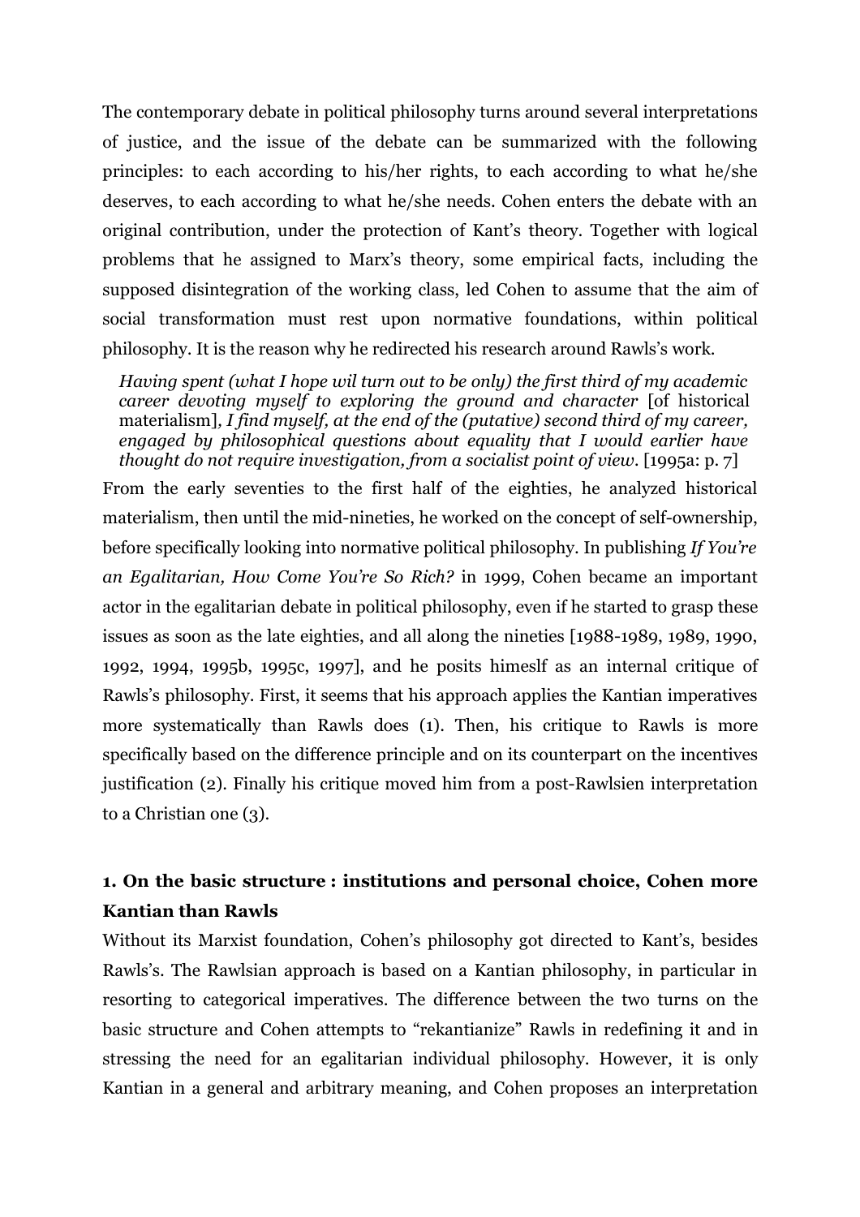The contemporary debate in political philosophy turns around several interpretations of justice, and the issue of the debate can be summarized with the following principles: to each according to his/her rights, to each according to what he/she deserves, to each according to what he/she needs. Cohen enters the debate with an original contribution, under the protection of Kant's theory. Together with logical problems that he assigned to Marx's theory, some empirical facts, including the supposed disintegration of the working class, led Cohen to assume that the aim of social transformation must rest upon normative foundations, within political philosophy. It is the reason why he redirected his research around Rawls's work.

> *Having spent (what I hope wil turn out to be only) the first third of my academic career devoting myself to exploring the ground and character* [of historical materialism]*, I find myself, at the end of the (putative) second third of my career, engaged by philosophical questions about equality that I would earlier have thought do not require investigation, from a socialist point of view*. [1995a: p. 7]

From the early seventies to the first half of the eighties, he analyzed historical materialism, then until the mid-nineties, he worked on the concept of self-ownership, before specifically looking into normative political philosophy. In publishing *If You're an Egalitarian, How Come You're So Rich?* in 1999, Cohen became an important actor in the egalitarian debate in political philosophy, even if he started to grasp these issues as soon as the late eighties, and all along the nineties [1988-1989, 1989, 1990, 1992, 1994, 1995b, 1995c, 1997], and he posits himeslf as an internal critique of Rawls's philosophy. First, it seems that his approach applies the Kantian imperatives more systematically than Rawls does (1). Then, his critique to Rawls is more specifically based on the difference principle and on its counterpart on the incentives justification (2). Finally his critique moved him from a post-Rawlsien interpretation to a Christian one (3).

## 1. On the basic structure : institutions and personal choice, Cohen more Kantian than Rawls

Without its Marxist foundation, Cohen's philosophy got directed to Kant's, besides Rawls's. The Rawlsian approach is based on a Kantian philosophy, in particular in resorting to categorical imperatives. The difference between the two turns on the basic structure and Cohen attempts to "rekantianize" Rawls in redefining it and in stressing the need for an egalitarian individual philosophy. However, it is only Kantian in a general and arbitrary meaning, and Cohen proposes an interpretation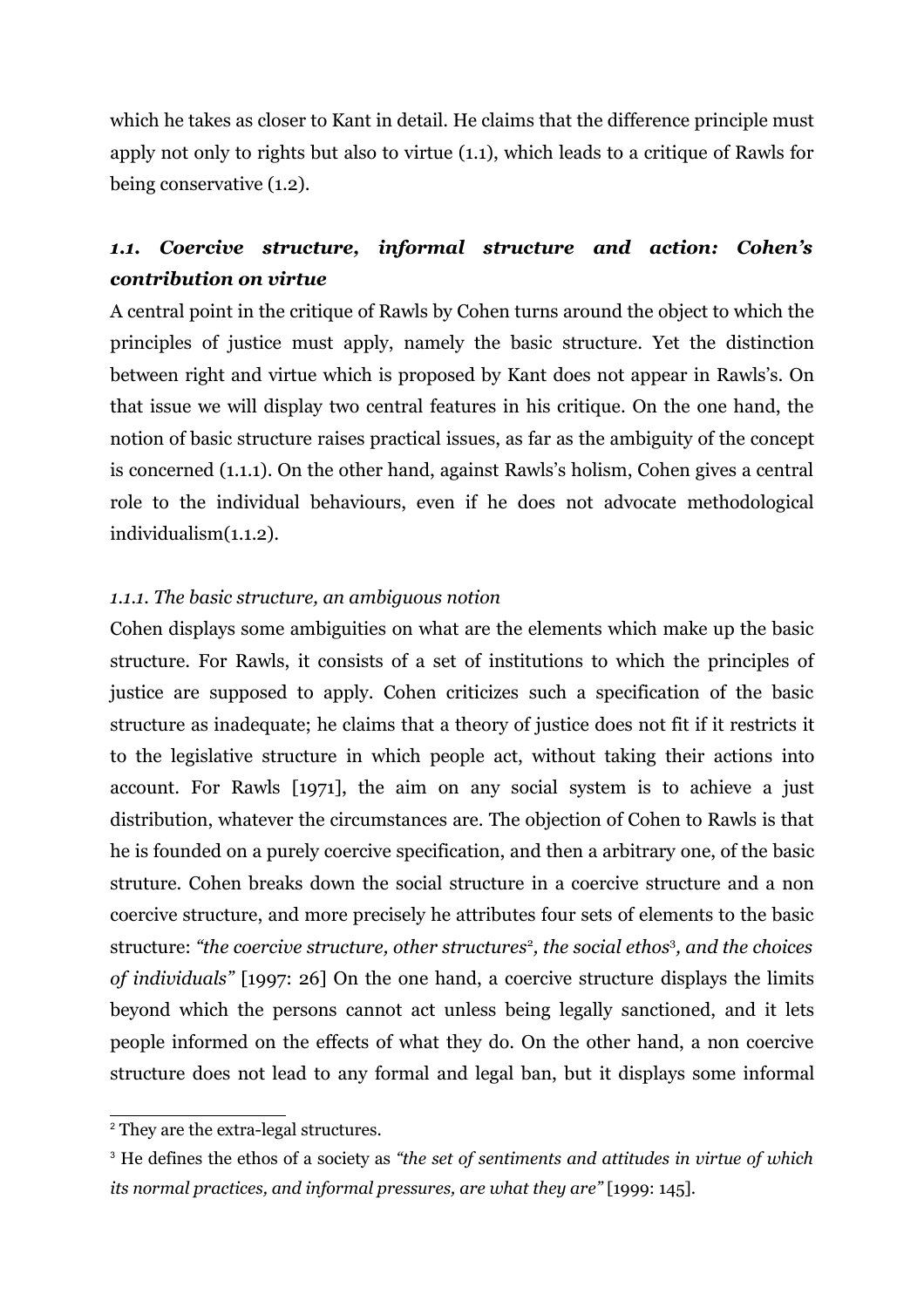which he takes as closer to Kant in detail. He claims that the difference principle must apply not only to rights but also to virtue (1.1), which leads to a critique of Rawls for being conservative (1.2).

### *1.1. Coercive structure, informal structure and action: Cohen's contribution on virtue*

A central point in the critique of Rawls by Cohen turns around the object to which the principles of justice must apply, namely the basic structure. Yet the distinction between right and virtue which is proposed by Kant does not appear in Rawls's. On that issue we will display two central features in his critique. On the one hand, the notion of basic structure raises practical issues, as far as the ambiguity of the concept is concerned (1.1.1). On the other hand, against Rawls's holism, Cohen gives a central role to the individual behaviours, even if he does not advocate methodological individualism(1.1.2).

#### *1.1.1. The basic structure, an ambiguous notion*

Cohen displays some ambiguities on what are the elements which make up the basic structure. For Rawls, it consists of a set of institutions to which the principles of justice are supposed to apply. Cohen criticizes such a specification of the basic structure as inadequate; he claims that a theory of justice does not fit if it restricts it to the legislative structure in which people act, without taking their actions into account. For Rawls [1971], the aim on any social system is to achieve a just distribution, whatever the circumstances are. The objection of Cohen to Rawls is that he is founded on a purely coercive specification, and then a arbitrary one, of the basic struture. Cohen breaks down the social structure in a coercive structure and a non coercive structure, and more precisely he attributes four sets of elements to the basic structure: *"the coercive structure, other structures*[2]*, the social ethos*[3]*, and the choices of individuals"* [1997: 26] On the one hand, a coercive structure displays the limits beyond which the persons cannot act unless being legally sanctioned, and it lets people informed on the effects of what they do. On the other hand, a non coercive structure does not lead to any formal and legal ban, but it displays some informal

---

[2] They are the extra-legal structures.

[3] He defines the ethos of a society as *"the set of sentiments and attitudes in virtue of which its normal practices, and informal pressures, are what they are"* [1999: 145].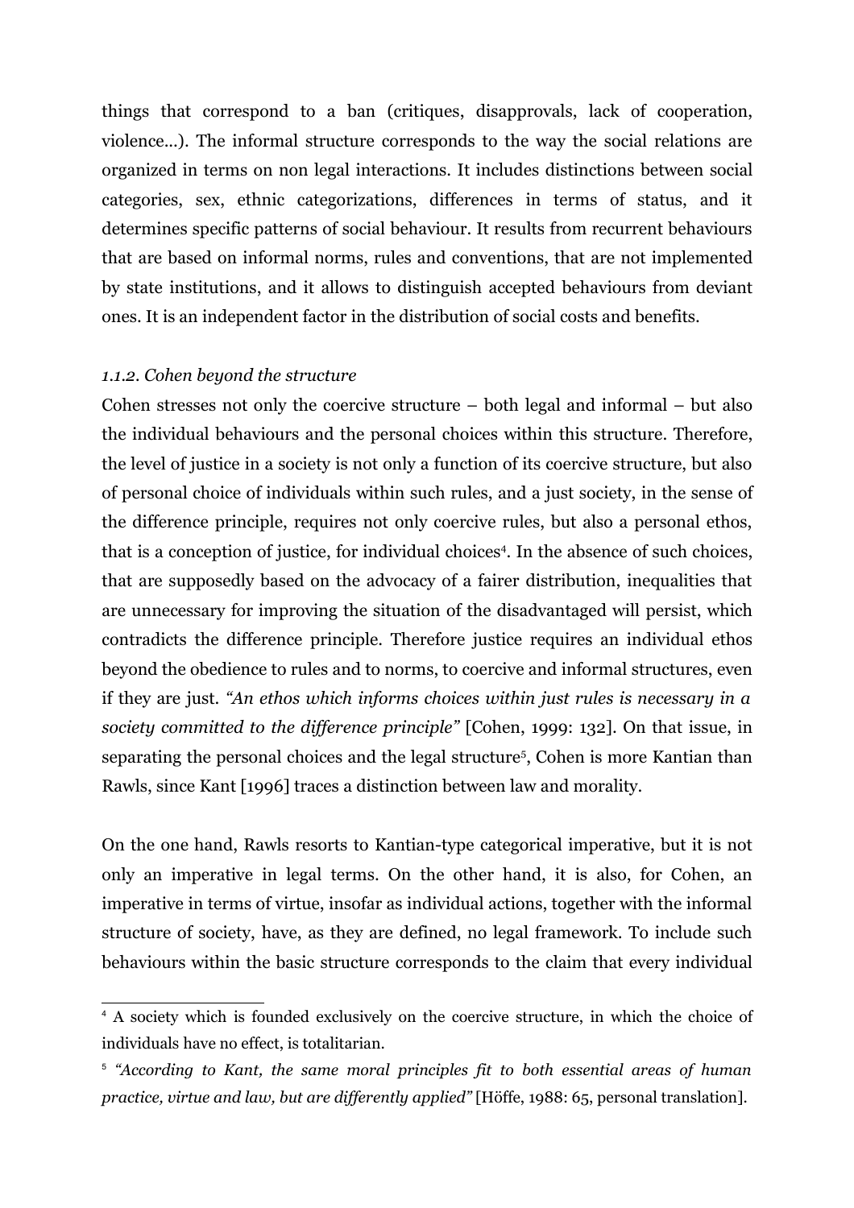things that correspond to a ban (critiques, disapprovals, lack of cooperation, violence…). The informal structure corresponds to the way the social relations are organized in terms on non legal interactions. It includes distinctions between social categories, sex, ethnic categorizations, differences in terms of status, and it determines specific patterns of social behaviour. It results from recurrent behaviours that are based on informal norms, rules and conventions, that are not implemented by state institutions, and it allows to distinguish accepted behaviours from deviant ones. It is an independent factor in the distribution of social costs and benefits.

### *1.1.2. Cohen beyond the structure*

Cohen stresses not only the coercive structure – both legal and informal – but also the individual behaviours and the personal choices within this structure. Therefore, the level of justice in a society is not only a function of its coercive structure, but also of personal choice of individuals within such rules, and a just society, in the sense of the difference principle, requires not only coercive rules, but also a personal ethos, that is a conception of justice, for individual choices[4]. In the absence of such choices, that are supposedly based on the advocacy of a fairer distribution, inequalities that are unnecessary for improving the situation of the disadvantaged will persist, which contradicts the difference principle. Therefore justice requires an individual ethos beyond the obedience to rules and to norms, to coercive and informal structures, even if they are just. *"An ethos which informs choices within just rules is necessary in a society committed to the difference principle"* [Cohen, 1999: 132]. On that issue, in separating the personal choices and the legal structure[5], Cohen is more Kantian than Rawls, since Kant [1996] traces a distinction between law and morality.

On the one hand, Rawls resorts to Kantian-type categorical imperative, but it is not only an imperative in legal terms. On the other hand, it is also, for Cohen, an imperative in terms of virtue, insofar as individual actions, together with the informal structure of society, have, as they are defined, no legal framework. To include such behaviours within the basic structure corresponds to the claim that every individual

---

[4] A society which is founded exclusively on the coercive structure, in which the choice of individuals have no effect, is totalitarian.

[5] *"According to Kant, the same moral principles fit to both essential areas of human practice, virtue and law, but are differently applied"* [Höffe, 1988: 65, personal translation].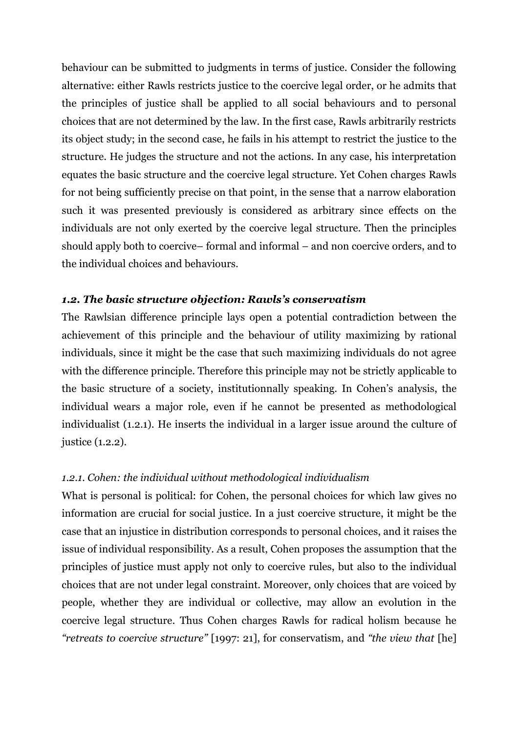behaviour can be submitted to judgments in terms of justice. Consider the following alternative: either Rawls restricts justice to the coercive legal order, or he admits that the principles of justice shall be applied to all social behaviours and to personal choices that are not determined by the law. In the first case, Rawls arbitrarily restricts its object study; in the second case, he fails in his attempt to restrict the justice to the structure. He judges the structure and not the actions. In any case, his interpretation equates the basic structure and the coercive legal structure. Yet Cohen charges Rawls for not being sufficiently precise on that point, in the sense that a narrow elaboration such it was presented previously is considered as arbitrary since effects on the individuals are not only exerted by the coercive legal structure. Then the principles should apply both to coercive– formal and informal – and non coercive orders, and to the individual choices and behaviours.

### *1.2. The basic structure objection: Rawls's conservatism*

The Rawlsian difference principle lays open a potential contradiction between the achievement of this principle and the behaviour of utility maximizing by rational individuals, since it might be the case that such maximizing individuals do not agree with the difference principle. Therefore this principle may not be strictly applicable to the basic structure of a society, institutionnally speaking. In Cohen's analysis, the individual wears a major role, even if he cannot be presented as methodological individualist (1.2.1). He inserts the individual in a larger issue around the culture of justice (1.2.2).

#### *1.2.1. Cohen: the individual without methodological individualism*

What is personal is political: for Cohen, the personal choices for which law gives no information are crucial for social justice. In a just coercive structure, it might be the case that an injustice in distribution corresponds to personal choices, and it raises the issue of individual responsibility. As a result, Cohen proposes the assumption that the principles of justice must apply not only to coercive rules, but also to the individual choices that are not under legal constraint. Moreover, only choices that are voiced by people, whether they are individual or collective, may allow an evolution in the coercive legal structure. Thus Cohen charges Rawls for radical holism because he *"retreats to coercive structure"* [1997: 21], for conservatism, and *"the view that* [he]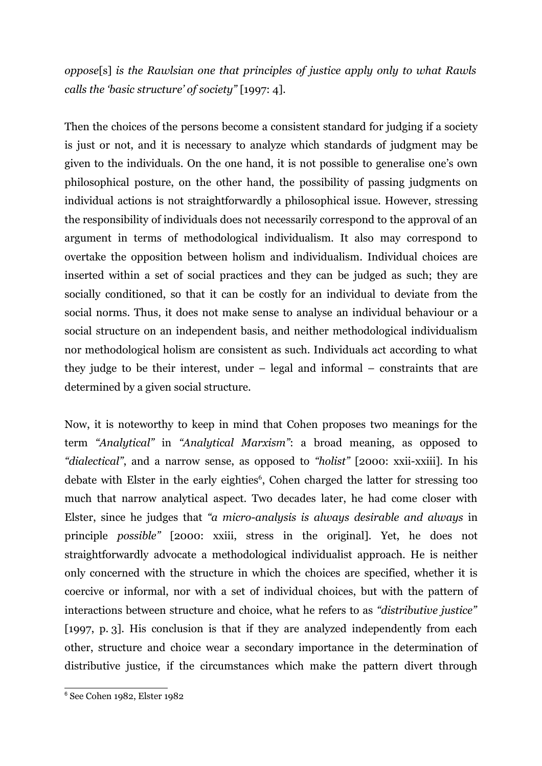*oppose*[s] *is the Rawlsian one that principles of justice apply only to what Rawls calls the 'basic structure' of society"* [1997: 4].

Then the choices of the persons become a consistent standard for judging if a society is just or not, and it is necessary to analyze which standards of judgment may be given to the individuals. On the one hand, it is not possible to generalise one's own philosophical posture, on the other hand, the possibility of passing judgments on individual actions is not straightforwardly a philosophical issue. However, stressing the responsibility of individuals does not necessarily correspond to the approval of an argument in terms of methodological individualism. It also may correspond to overtake the opposition between holism and individualism. Individual choices are inserted within a set of social practices and they can be judged as such; they are socially conditioned, so that it can be costly for an individual to deviate from the social norms. Thus, it does not make sense to analyse an individual behaviour or a social structure on an independent basis, and neither methodological individualism nor methodological holism are consistent as such. Individuals act according to what they judge to be their interest, under – legal and informal – constraints that are determined by a given social structure.

Now, it is noteworthy to keep in mind that Cohen proposes two meanings for the term *"Analytical"* in *"Analytical Marxism"*: a broad meaning, as opposed to *"dialectical"*, and a narrow sense, as opposed to *"holist"* [2000: xxii-xxiii]. In his debate with Elster in the early eighties[6], Cohen charged the latter for stressing too much that narrow analytical aspect. Two decades later, he had come closer with Elster, since he judges that *"a micro-analysis is always desirable and always* in principle *possible"* [2000: xxiii, stress in the original]. Yet, he does not straightforwardly advocate a methodological individualist approach. He is neither only concerned with the structure in which the choices are specified, whether it is coercive or informal, nor with a set of individual choices, but with the pattern of interactions between structure and choice, what he refers to as *"distributive justice"* [1997, p. 3]. His conclusion is that if they are analyzed independently from each other, structure and choice wear a secondary importance in the determination of distributive justice, if the circumstances which make the pattern divert through

[6] See Cohen 1982, Elster 1982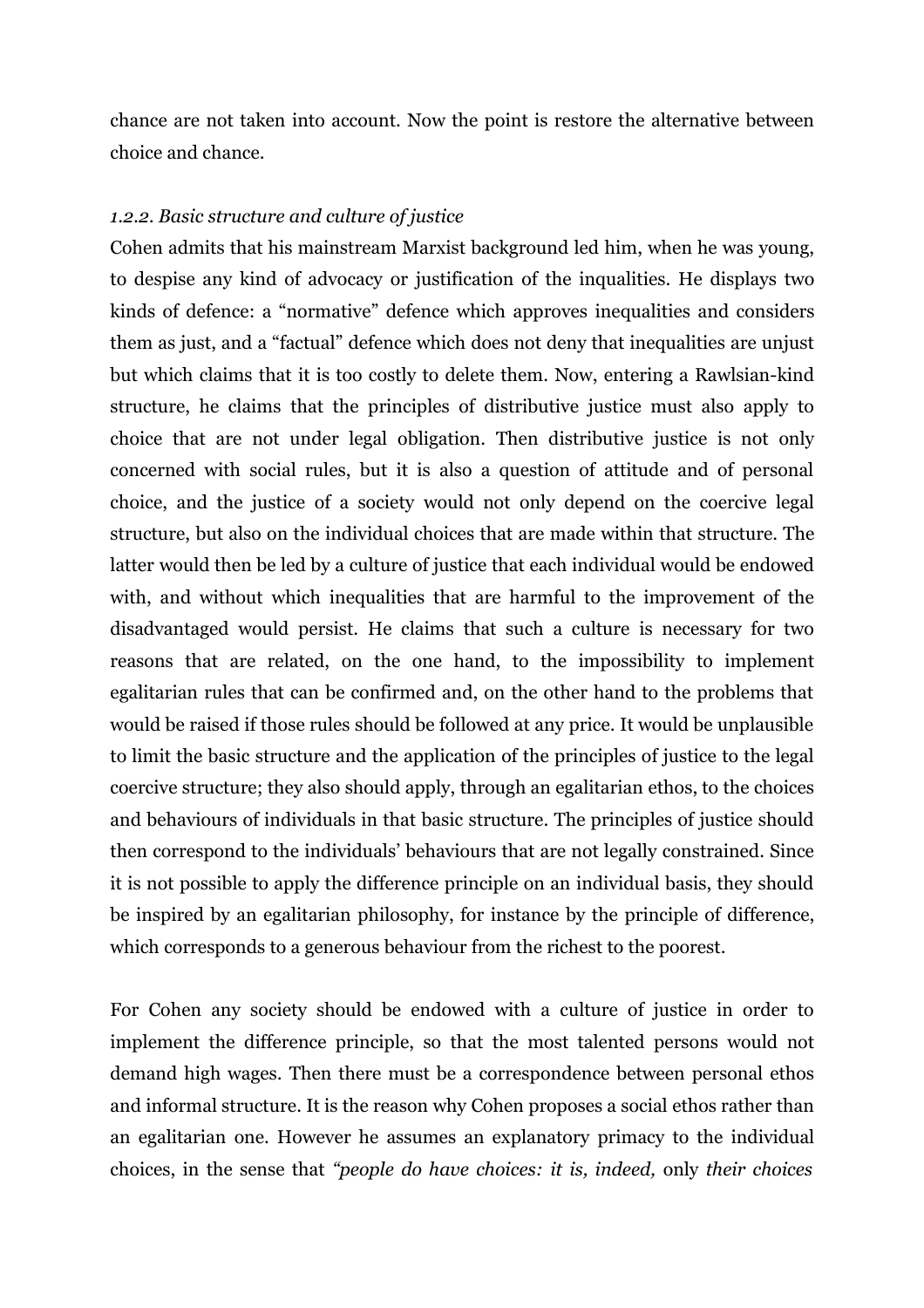chance are not taken into account. Now the point is restore the alternative between choice and chance.

### *1.2.2. Basic structure and culture of justice*

Cohen admits that his mainstream Marxist background led him, when he was young, to despise any kind of advocacy or justification of the inqualities. He displays two kinds of defence: a "normative" defence which approves inequalities and considers them as just, and a "factual" defence which does not deny that inequalities are unjust but which claims that it is too costly to delete them. Now, entering a Rawlsian-kind structure, he claims that the principles of distributive justice must also apply to choice that are not under legal obligation. Then distributive justice is not only concerned with social rules, but it is also a question of attitude and of personal choice, and the justice of a society would not only depend on the coercive legal structure, but also on the individual choices that are made within that structure. The latter would then be led by a culture of justice that each individual would be endowed with, and without which inequalities that are harmful to the improvement of the disadvantaged would persist. He claims that such a culture is necessary for two reasons that are related, on the one hand, to the impossibility to implement egalitarian rules that can be confirmed and, on the other hand to the problems that would be raised if those rules should be followed at any price. It would be unplausible to limit the basic structure and the application of the principles of justice to the legal coercive structure; they also should apply, through an egalitarian ethos, to the choices and behaviours of individuals in that basic structure. The principles of justice should then correspond to the individuals' behaviours that are not legally constrained. Since it is not possible to apply the difference principle on an individual basis, they should be inspired by an egalitarian philosophy, for instance by the principle of difference, which corresponds to a generous behaviour from the richest to the poorest.

For Cohen any society should be endowed with a culture of justice in order to implement the difference principle, so that the most talented persons would not demand high wages. Then there must be a correspondence between personal ethos and informal structure. It is the reason why Cohen proposes a social ethos rather than an egalitarian one. However he assumes an explanatory primacy to the individual choices, in the sense that *"people do have choices: it is, indeed,* only *their choices*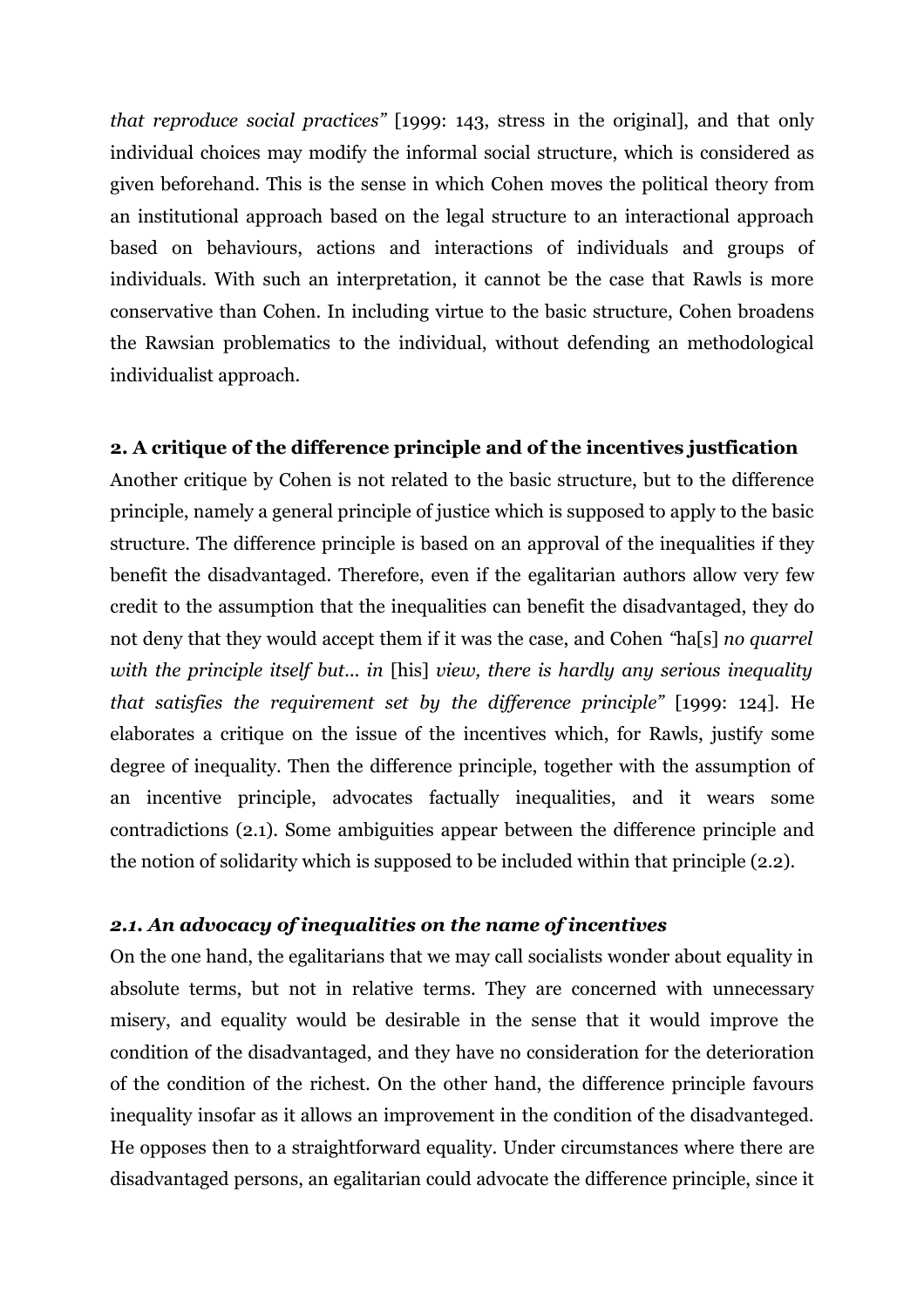*that reproduce social practices"* [1999: 143, stress in the original], and that only individual choices may modify the informal social structure, which is considered as given beforehand. This is the sense in which Cohen moves the political theory from an institutional approach based on the legal structure to an interactional approach based on behaviours, actions and interactions of individuals and groups of individuals. With such an interpretation, it cannot be the case that Rawls is more conservative than Cohen. In including virtue to the basic structure, Cohen broadens the Rawsian problematics to the individual, without defending an methodological individualist approach.

## 2. A critique of the difference principle and of the incentives justfication

Another critique by Cohen is not related to the basic structure, but to the difference principle, namely a general principle of justice which is supposed to apply to the basic structure. The difference principle is based on an approval of the inequalities if they benefit the disadvantaged. Therefore, even if the egalitarian authors allow very few credit to the assumption that the inequalities can benefit the disadvantaged, they do not deny that they would accept them if it was the case, and Cohen *"*ha[s] *no quarrel with the principle itself but... in* [his] *view, there is hardly any serious inequality that satisfies the requirement set by the difference principle"* [1999: 124]. He elaborates a critique on the issue of the incentives which, for Rawls, justify some degree of inequality. Then the difference principle, together with the assumption of an incentive principle, advocates factually inequalities, and it wears some contradictions (2.1). Some ambiguities appear between the difference principle and the notion of solidarity which is supposed to be included within that principle (2.2).

### *2.1. An advocacy of inequalities on the name of incentives*

On the one hand, the egalitarians that we may call socialists wonder about equality in absolute terms, but not in relative terms. They are concerned with unnecessary misery, and equality would be desirable in the sense that it would improve the condition of the disadvantaged, and they have no consideration for the deterioration of the condition of the richest. On the other hand, the difference principle favours inequality insofar as it allows an improvement in the condition of the disadvanteged. He opposes then to a straightforward equality. Under circumstances where there are disadvantaged persons, an egalitarian could advocate the difference principle, since it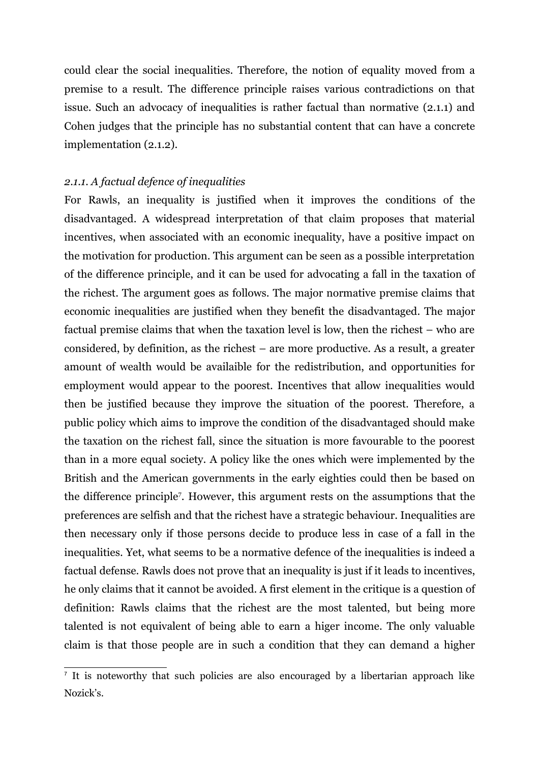could clear the social inequalities. Therefore, the notion of equality moved from a premise to a result. The difference principle raises various contradictions on that issue. Such an advocacy of inequalities is rather factual than normative (2.1.1) and Cohen judges that the principle has no substantial content that can have a concrete implementation (2.1.2).

### *2.1.1. A factual defence of inequalities*

For Rawls, an inequality is justified when it improves the conditions of the disadvantaged. A widespread interpretation of that claim proposes that material incentives, when associated with an economic inequality, have a positive impact on the motivation for production. This argument can be seen as a possible interpretation of the difference principle, and it can be used for advocating a fall in the taxation of the richest. The argument goes as follows. The major normative premise claims that economic inequalities are justified when they benefit the disadvantaged. The major factual premise claims that when the taxation level is low, then the richest – who are considered, by definition, as the richest – are more productive. As a result, a greater amount of wealth would be availaible for the redistribution, and opportunities for employment would appear to the poorest. Incentives that allow inequalities would then be justified because they improve the situation of the poorest. Therefore, a public policy which aims to improve the condition of the disadvantaged should make the taxation on the richest fall, since the situation is more favourable to the poorest than in a more equal society. A policy like the ones which were implemented by the British and the American governments in the early eighties could then be based on the difference principle[7]. However, this argument rests on the assumptions that the preferences are selfish and that the richest have a strategic behaviour. Inequalities are then necessary only if those persons decide to produce less in case of a fall in the inequalities. Yet, what seems to be a normative defence of the inequalities is indeed a factual defense. Rawls does not prove that an inequality is just if it leads to incentives, he only claims that it cannot be avoided. A first element in the critique is a question of definition: Rawls claims that the richest are the most talented, but being more talented is not equivalent of being able to earn a higer income. The only valuable claim is that those people are in such a condition that they can demand a higher

---

[7] It is noteworthy that such policies are also encouraged by a libertarian approach like Nozick's.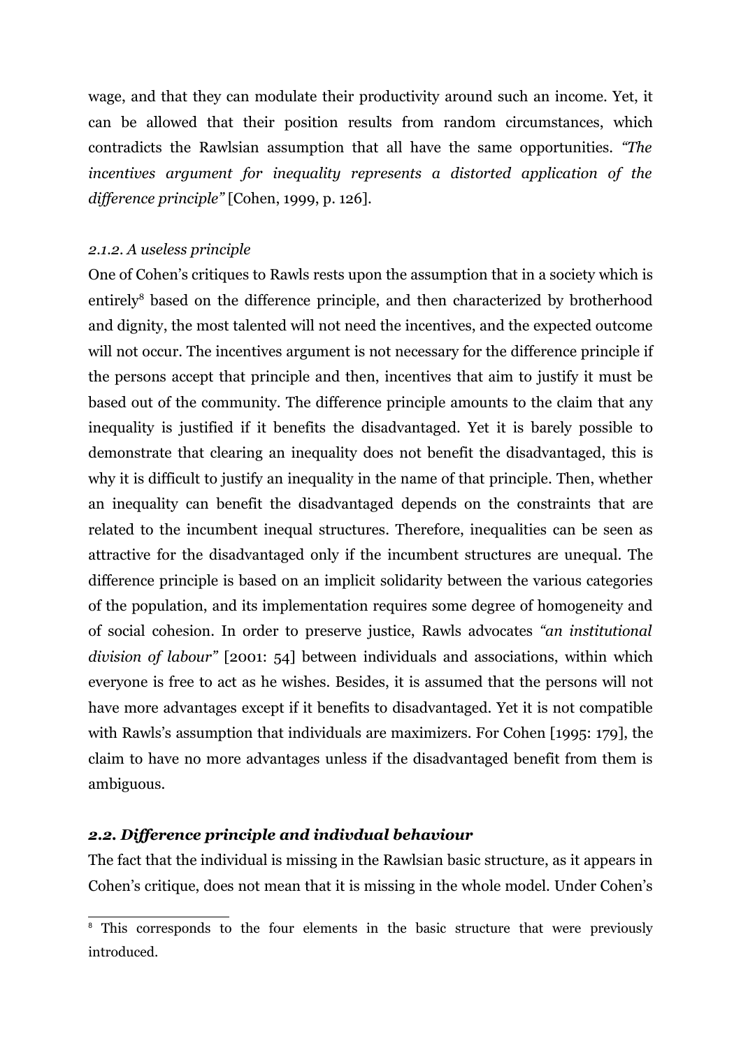wage, and that they can modulate their productivity around such an income. Yet, it can be allowed that their position results from random circumstances, which contradicts the Rawlsian assumption that all have the same opportunities. *"The incentives argument for inequality represents a distorted application of the difference principle"* [Cohen, 1999, p. 126].

### *2.1.2. A useless principle*

One of Cohen's critiques to Rawls rests upon the assumption that in a society which is entirely[8] based on the difference principle, and then characterized by brotherhood and dignity, the most talented will not need the incentives, and the expected outcome will not occur. The incentives argument is not necessary for the difference principle if the persons accept that principle and then, incentives that aim to justify it must be based out of the community. The difference principle amounts to the claim that any inequality is justified if it benefits the disadvantaged. Yet it is barely possible to demonstrate that clearing an inequality does not benefit the disadvantaged, this is why it is difficult to justify an inequality in the name of that principle. Then, whether an inequality can benefit the disadvantaged depends on the constraints that are related to the incumbent inequal structures. Therefore, inequalities can be seen as attractive for the disadvantaged only if the incumbent structures are unequal. The difference principle is based on an implicit solidarity between the various categories of the population, and its implementation requires some degree of homogeneity and of social cohesion. In order to preserve justice, Rawls advocates *"an institutional division of labour"* [2001: 54] between individuals and associations, within which everyone is free to act as he wishes. Besides, it is assumed that the persons will not have more advantages except if it benefits to disadvantaged. Yet it is not compatible with Rawls's assumption that individuals are maximizers. For Cohen [1995: 179], the claim to have no more advantages unless if the disadvantaged benefit from them is ambiguous.

## ***2.2. Difference principle and indivdual behaviour***

The fact that the individual is missing in the Rawlsian basic structure, as it appears in Cohen's critique, does not mean that it is missing in the whole model. Under Cohen's

[8] This corresponds to the four elements in the basic structure that were previously introduced.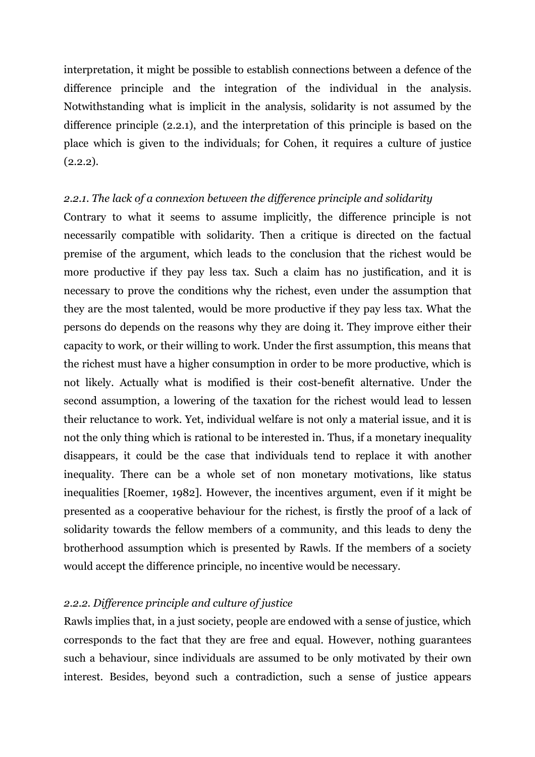interpretation, it might be possible to establish connections between a defence of the difference principle and the integration of the individual in the analysis. Notwithstanding what is implicit in the analysis, solidarity is not assumed by the difference principle (2.2.1), and the interpretation of this principle is based on the place which is given to the individuals; for Cohen, it requires a culture of justice (2.2.2).

*2.2.1. The lack of a connexion between the difference principle and solidarity*

Contrary to what it seems to assume implicitly, the difference principle is not necessarily compatible with solidarity. Then a critique is directed on the factual premise of the argument, which leads to the conclusion that the richest would be more productive if they pay less tax. Such a claim has no justification, and it is necessary to prove the conditions why the richest, even under the assumption that they are the most talented, would be more productive if they pay less tax. What the persons do depends on the reasons why they are doing it. They improve either their capacity to work, or their willing to work. Under the first assumption, this means that the richest must have a higher consumption in order to be more productive, which is not likely. Actually what is modified is their cost-benefit alternative. Under the second assumption, a lowering of the taxation for the richest would lead to lessen their reluctance to work. Yet, individual welfare is not only a material issue, and it is not the only thing which is rational to be interested in. Thus, if a monetary inequality disappears, it could be the case that individuals tend to replace it with another inequality. There can be a whole set of non monetary motivations, like status inequalities [Roemer, 1982]. However, the incentives argument, even if it might be presented as a cooperative behaviour for the richest, is firstly the proof of a lack of solidarity towards the fellow members of a community, and this leads to deny the brotherhood assumption which is presented by Rawls. If the members of a society would accept the difference principle, no incentive would be necessary.

*2.2.2. Difference principle and culture of justice*

Rawls implies that, in a just society, people are endowed with a sense of justice, which corresponds to the fact that they are free and equal. However, nothing guarantees such a behaviour, since individuals are assumed to be only motivated by their own interest. Besides, beyond such a contradiction, such a sense of justice appears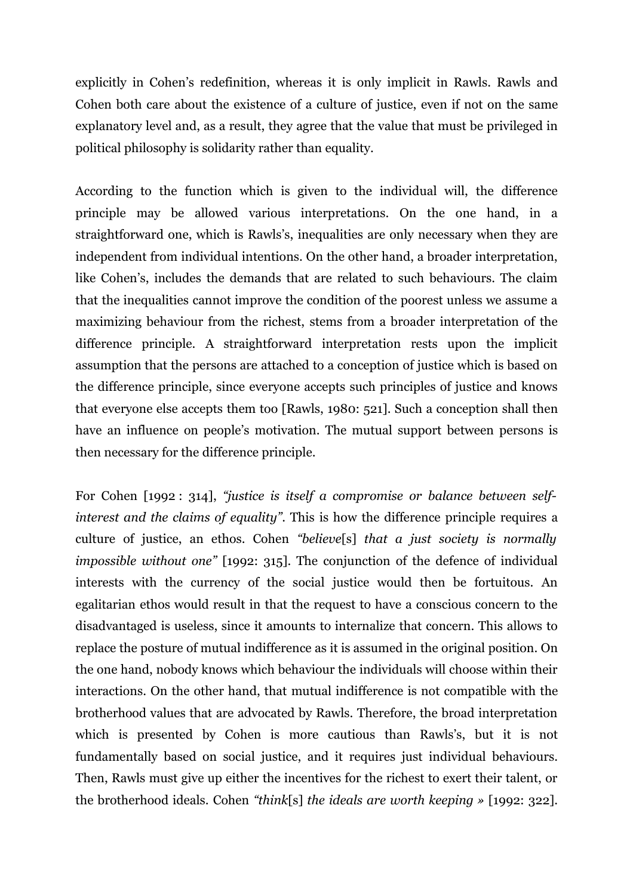explicitly in Cohen's redefinition, whereas it is only implicit in Rawls. Rawls and Cohen both care about the existence of a culture of justice, even if not on the same explanatory level and, as a result, they agree that the value that must be privileged in political philosophy is solidarity rather than equality.

According to the function which is given to the individual will, the difference principle may be allowed various interpretations. On the one hand, in a straightforward one, which is Rawls's, inequalities are only necessary when they are independent from individual intentions. On the other hand, a broader interpretation, like Cohen's, includes the demands that are related to such behaviours. The claim that the inequalities cannot improve the condition of the poorest unless we assume a maximizing behaviour from the richest, stems from a broader interpretation of the difference principle. A straightforward interpretation rests upon the implicit assumption that the persons are attached to a conception of justice which is based on the difference principle, since everyone accepts such principles of justice and knows that everyone else accepts them too [Rawls, 1980: 521]. Such a conception shall then have an influence on people's motivation. The mutual support between persons is then necessary for the difference principle.

For Cohen [1992 : 314], *"justice is itself a compromise or balance between self-interest and the claims of equality"*. This is how the difference principle requires a culture of justice, an ethos. Cohen *"believe*[s] *that a just society is normally impossible without one"* [1992: 315]. The conjunction of the defence of individual interests with the currency of the social justice would then be fortuitous. An egalitarian ethos would result in that the request to have a conscious concern to the disadvantaged is useless, since it amounts to internalize that concern. This allows to replace the posture of mutual indifference as it is assumed in the original position. On the one hand, nobody knows which behaviour the individuals will choose within their interactions. On the other hand, that mutual indifference is not compatible with the brotherhood values that are advocated by Rawls. Therefore, the broad interpretation which is presented by Cohen is more cautious than Rawls's, but it is not fundamentally based on social justice, and it requires just individual behaviours. Then, Rawls must give up either the incentives for the richest to exert their talent, or the brotherhood ideals. Cohen *"think*[s] *the ideals are worth keeping »* [1992: 322].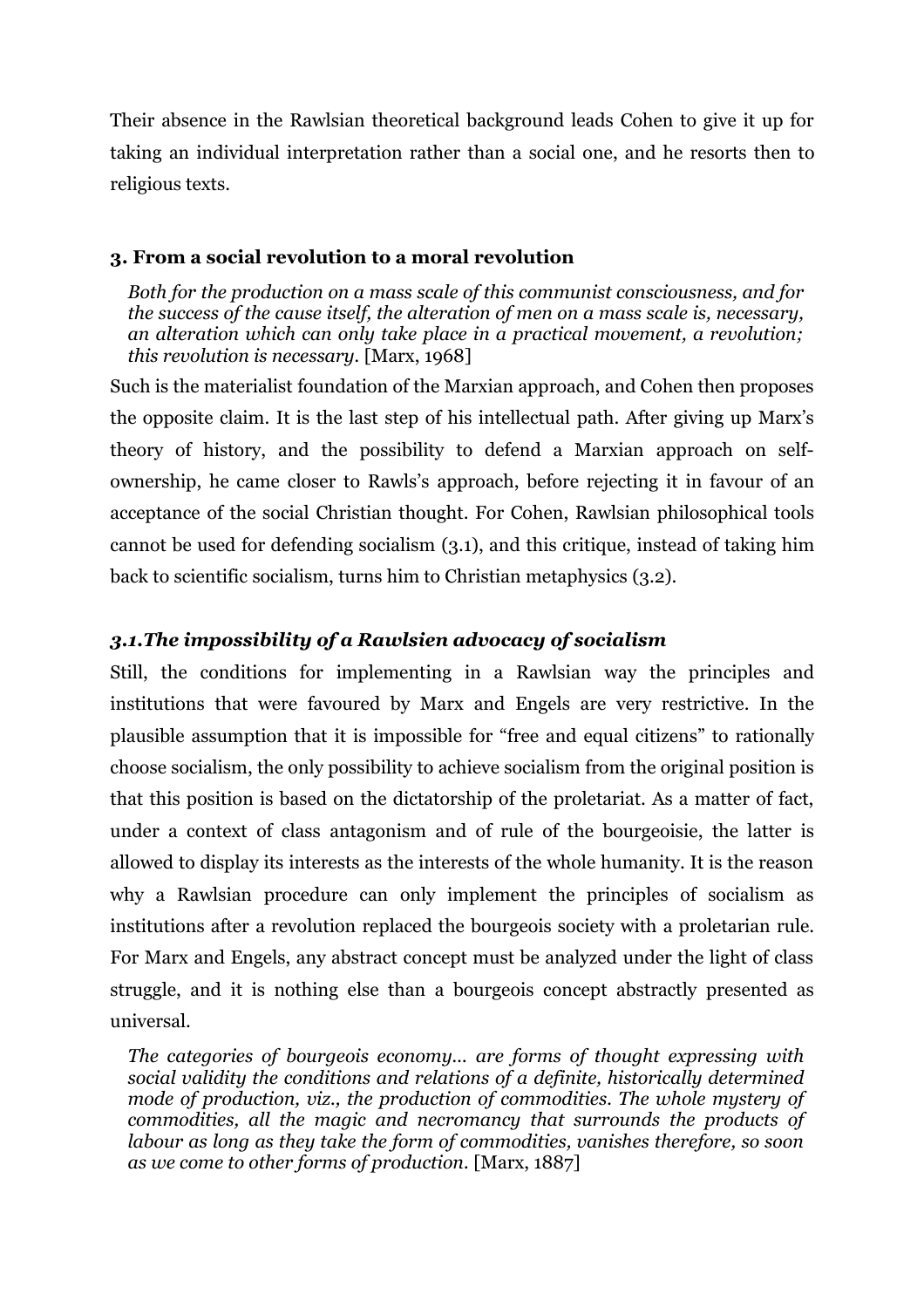Their absence in the Rawlsian theoretical background leads Cohen to give it up for taking an individual interpretation rather than a social one, and he resorts then to religious texts.

### 3. From a social revolution to a moral revolution

> *Both for the production on a mass scale of this communist consciousness, and for the success of the cause itself, the alteration of men on a mass scale is, necessary, an alteration which can only take place in a practical movement, a revolution; this revolution is necessary.* [Marx, 1968]

Such is the materialist foundation of the Marxian approach, and Cohen then proposes the opposite claim. It is the last step of his intellectual path. After giving up Marx's theory of history, and the possibility to defend a Marxian approach on self-ownership, he came closer to Rawls's approach, before rejecting it in favour of an acceptance of the social Christian thought. For Cohen, Rawlsian philosophical tools cannot be used for defending socialism (3.1), and this critique, instead of taking him back to scientific socialism, turns him to Christian metaphysics (3.2).

#### *3.1.The impossibility of a Rawlsien advocacy of socialism*

Still, the conditions for implementing in a Rawlsian way the principles and institutions that were favoured by Marx and Engels are very restrictive. In the plausible assumption that it is impossible for "free and equal citizens" to rationally choose socialism, the only possibility to achieve socialism from the original position is that this position is based on the dictatorship of the proletariat. As a matter of fact, under a context of class antagonism and of rule of the bourgeoisie, the latter is allowed to display its interests as the interests of the whole humanity. It is the reason why a Rawlsian procedure can only implement the principles of socialism as institutions after a revolution replaced the bourgeois society with a proletarian rule. For Marx and Engels, any abstract concept must be analyzed under the light of class struggle, and it is nothing else than a bourgeois concept abstractly presented as universal.

> *The categories of bourgeois economy... are forms of thought expressing with social validity the conditions and relations of a definite, historically determined mode of production, viz., the production of commodities. The whole mystery of commodities, all the magic and necromancy that surrounds the products of labour as long as they take the form of commodities, vanishes therefore, so soon as we come to other forms of production.* [Marx, 1887]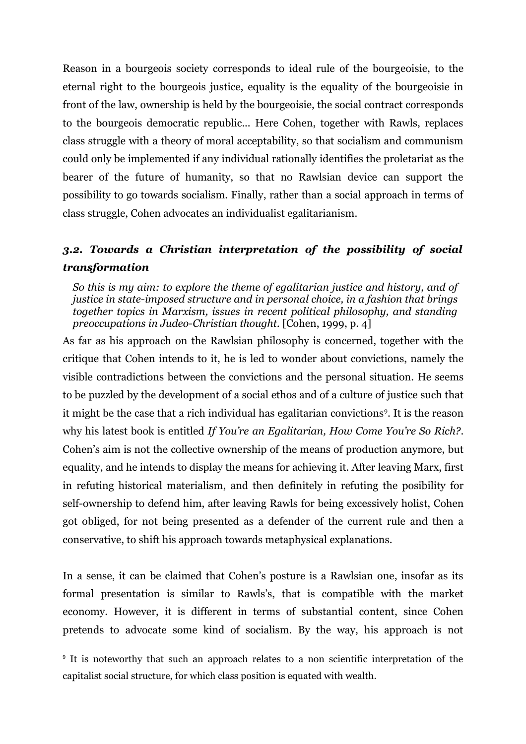Reason in a bourgeois society corresponds to ideal rule of the bourgeoisie, to the eternal right to the bourgeois justice, equality is the equality of the bourgeoisie in front of the law, ownership is held by the bourgeoisie, the social contract corresponds to the bourgeois democratic republic... Here Cohen, together with Rawls, replaces class struggle with a theory of moral acceptability, so that socialism and communism could only be implemented if any individual rationally identifies the proletariat as the bearer of the future of humanity, so that no Rawlsian device can support the possibility to go towards socialism. Finally, rather than a social approach in terms of class struggle, Cohen advocates an individualist egalitarianism.

### *3.2. Towards a Christian interpretation of the possibility of social transformation*

> *So this is my aim: to explore the theme of egalitarian justice and history, and of justice in state-imposed structure and in personal choice, in a fashion that brings together topics in Marxism, issues in recent political philosophy, and standing preoccupations in Judeo-Christian thought.* [Cohen, 1999, p. 4]

As far as his approach on the Rawlsian philosophy is concerned, together with the critique that Cohen intends to it, he is led to wonder about convictions, namely the visible contradictions between the convictions and the personal situation. He seems to be puzzled by the development of a social ethos and of a culture of justice such that it might be the case that a rich individual has egalitarian convictions[9]. It is the reason why his latest book is entitled *If You're an Egalitarian, How Come You're So Rich?*. Cohen's aim is not the collective ownership of the means of production anymore, but equality, and he intends to display the means for achieving it. After leaving Marx, first in refuting historical materialism, and then definitely in refuting the posibility for self-ownership to defend him, after leaving Rawls for being excessively holist, Cohen got obliged, for not being presented as a defender of the current rule and then a conservative, to shift his approach towards metaphysical explanations.

In a sense, it can be claimed that Cohen's posture is a Rawlsian one, insofar as its formal presentation is similar to Rawls's, that is compatible with the market economy. However, it is different in terms of substantial content, since Cohen pretends to advocate some kind of socialism. By the way, his approach is not

[9] It is noteworthy that such an approach relates to a non scientific interpretation of the capitalist social structure, for which class position is equated with wealth.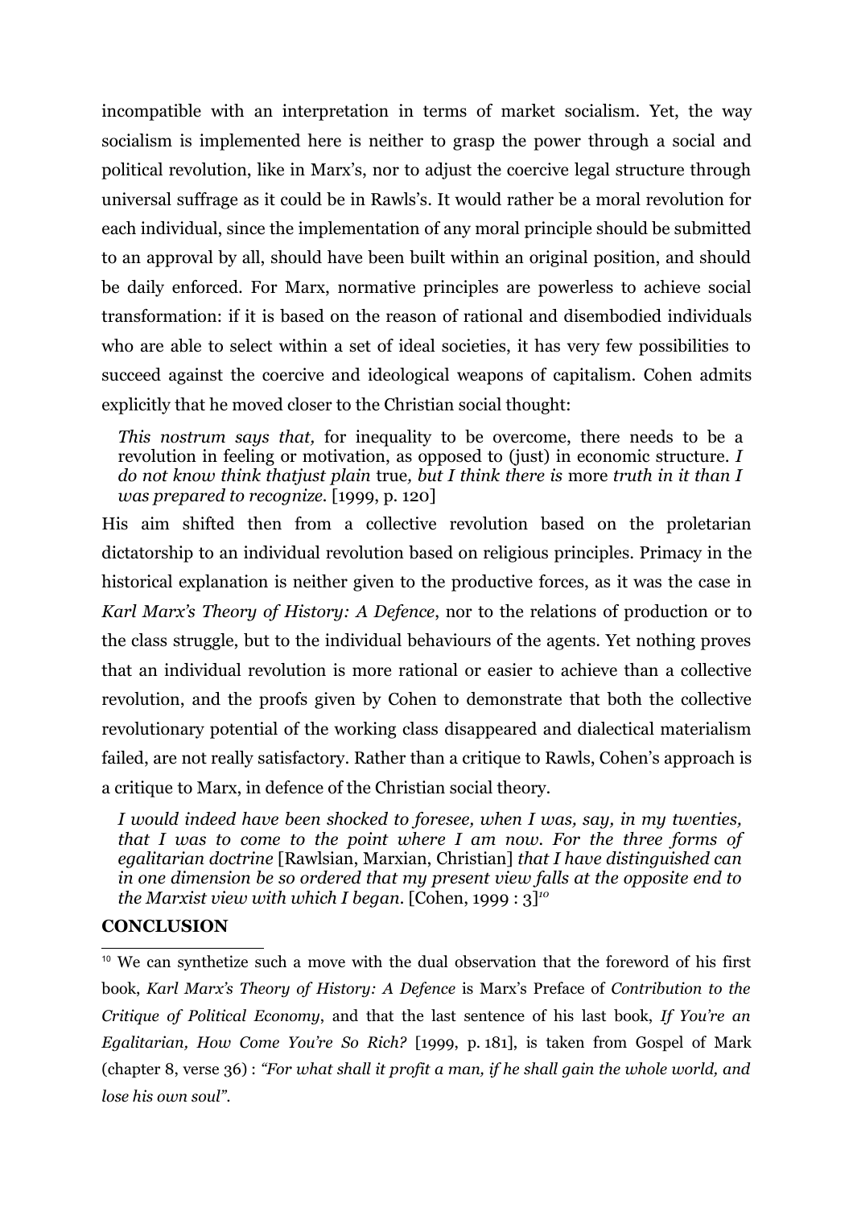incompatible with an interpretation in terms of market socialism. Yet, the way socialism is implemented here is neither to grasp the power through a social and political revolution, like in Marx's, nor to adjust the coercive legal structure through universal suffrage as it could be in Rawls's. It would rather be a moral revolution for each individual, since the implementation of any moral principle should be submitted to an approval by all, should have been built within an original position, and should be daily enforced. For Marx, normative principles are powerless to achieve social transformation: if it is based on the reason of rational and disembodied individuals who are able to select within a set of ideal societies, it has very few possibilities to succeed against the coercive and ideological weapons of capitalism. Cohen admits explicitly that he moved closer to the Christian social thought:

> *This nostrum says that,* for inequality to be overcome, there needs to be a revolution in feeling or motivation, as opposed to (just) in economic structure. *I do not know think thatjust plain* true*, but I think there is* more *truth in it than I was prepared to recognize.* [1999, p. 120]

His aim shifted then from a collective revolution based on the proletarian dictatorship to an individual revolution based on religious principles. Primacy in the historical explanation is neither given to the productive forces, as it was the case in *Karl Marx's Theory of History: A Defence*, nor to the relations of production or to the class struggle, but to the individual behaviours of the agents. Yet nothing proves that an individual revolution is more rational or easier to achieve than a collective revolution, and the proofs given by Cohen to demonstrate that both the collective revolutionary potential of the working class disappeared and dialectical materialism failed, are not really satisfactory. Rather than a critique to Rawls, Cohen's approach is a critique to Marx, in defence of the Christian social theory.

> *I would indeed have been shocked to foresee, when I was, say, in my twenties, that I was to come to the point where I am now. For the three forms of egalitarian doctrine* [Rawlsian, Marxian, Christian] *that I have distinguished can in one dimension be so ordered that my present view falls at the opposite end to the Marxist view with which I began.* [Cohen, 1999 : 3][10]

**CONCLUSION**

[10] We can synthetize such a move with the dual observation that the foreword of his first book, *Karl Marx's Theory of History: A Defence* is Marx's Preface of *Contribution to the Critique of Political Economy*, and that the last sentence of his last book, *If You're an Egalitarian, How Come You're So Rich?* [1999, p. 181], is taken from Gospel of Mark (chapter 8, verse 36) : *"For what shall it profit a man, if he shall gain the whole world, and lose his own soul"*.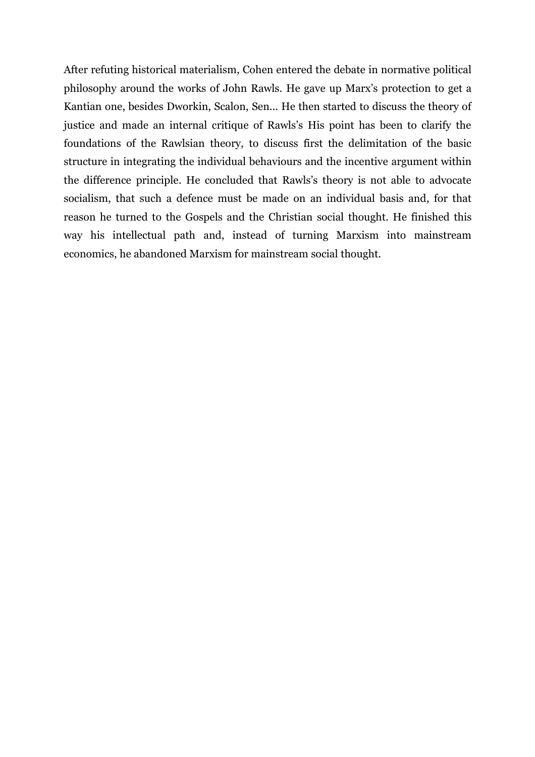After refuting historical materialism, Cohen entered the debate in normative political philosophy around the works of John Rawls. He gave up Marx's protection to get a Kantian one, besides Dworkin, Scalon, Sen... He then started to discuss the theory of justice and made an internal critique of Rawls's His point has been to clarify the foundations of the Rawlsian theory, to discuss first the delimitation of the basic structure in integrating the individual behaviours and the incentive argument within the difference principle. He concluded that Rawls's theory is not able to advocate socialism, that such a defence must be made on an individual basis and, for that reason he turned to the Gospels and the Christian social thought. He finished this way his intellectual path and, instead of turning Marxism into mainstream economics, he abandoned Marxism for mainstream social thought.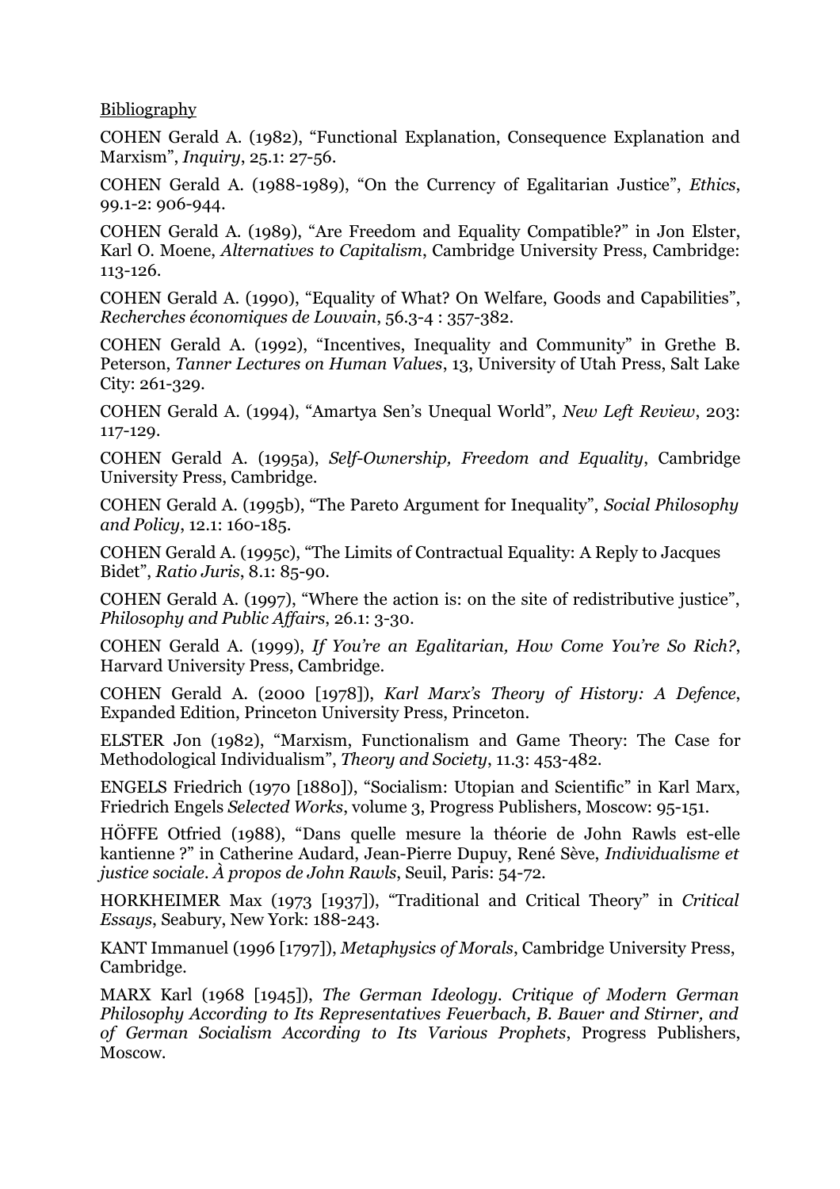Bibliography

COHEN Gerald A. (1982), "Functional Explanation, Consequence Explanation and Marxism", *Inquiry*, 25.1: 27-56.

COHEN Gerald A. (1988-1989), "On the Currency of Egalitarian Justice", *Ethics*, 99.1-2: 906-944.

COHEN Gerald A. (1989), "Are Freedom and Equality Compatible?" in Jon Elster, Karl O. Moene, *Alternatives to Capitalism*, Cambridge University Press, Cambridge: 113-126.

COHEN Gerald A. (1990), "Equality of What? On Welfare, Goods and Capabilities", *Recherches économiques de Louvain*, 56.3-4 : 357-382.

COHEN Gerald A. (1992), "Incentives, Inequality and Community" in Grethe B. Peterson, *Tanner Lectures on Human Values*, 13, University of Utah Press, Salt Lake City: 261-329.

COHEN Gerald A. (1994), "Amartya Sen's Unequal World", *New Left Review*, 203: 117-129.

COHEN Gerald A. (1995a), *Self-Ownership, Freedom and Equality*, Cambridge University Press, Cambridge.

COHEN Gerald A. (1995b), "The Pareto Argument for Inequality", *Social Philosophy and Policy*, 12.1: 160-185.

COHEN Gerald A. (1995c), "The Limits of Contractual Equality: A Reply to Jacques Bidet", *Ratio Juris*, 8.1: 85-90.

COHEN Gerald A. (1997), "Where the action is: on the site of redistributive justice", *Philosophy and Public Affairs*, 26.1: 3-30.

COHEN Gerald A. (1999), *If You're an Egalitarian, How Come You're So Rich?*, Harvard University Press, Cambridge.

COHEN Gerald A. (2000 [1978]), *Karl Marx's Theory of History: A Defence*, Expanded Edition, Princeton University Press, Princeton.

ELSTER Jon (1982), "Marxism, Functionalism and Game Theory: The Case for Methodological Individualism", *Theory and Society*, 11.3: 453-482.

ENGELS Friedrich (1970 [1880]), "Socialism: Utopian and Scientific" in Karl Marx, Friedrich Engels *Selected Works*, volume 3, Progress Publishers, Moscow: 95-151.

HÖFFE Otfried (1988), "Dans quelle mesure la théorie de John Rawls est-elle kantienne ?" in Catherine Audard, Jean-Pierre Dupuy, René Sève, *Individualisme et justice sociale. À propos de John Rawls*, Seuil, Paris: 54-72.

HORKHEIMER Max (1973 [1937]), "Traditional and Critical Theory" in *Critical Essays*, Seabury, New York: 188-243.

KANT Immanuel (1996 [1797]), *Metaphysics of Morals*, Cambridge University Press, Cambridge.

MARX Karl (1968 [1945]), *The German Ideology. Critique of Modern German Philosophy According to Its Representatives Feuerbach, B. Bauer and Stirner, and of German Socialism According to Its Various Prophets*, Progress Publishers, Moscow.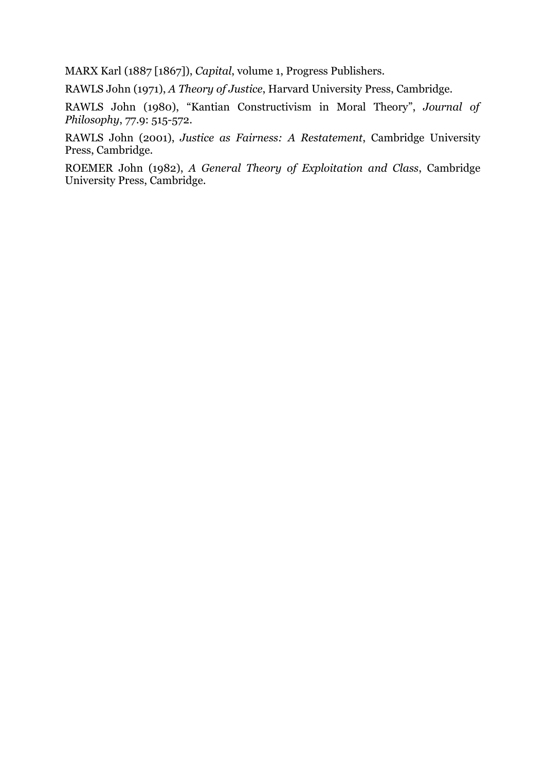MARX Karl (1887 [1867]), *Capital*, volume 1, Progress Publishers.

RAWLS John (1971), *A Theory of Justice*, Harvard University Press, Cambridge.

RAWLS John (1980), "Kantian Constructivism in Moral Theory", *Journal of Philosophy*, 77.9: 515-572.

RAWLS John (2001), *Justice as Fairness: A Restatement*, Cambridge University Press, Cambridge.

ROEMER John (1982), *A General Theory of Exploitation and Class*, Cambridge University Press, Cambridge.